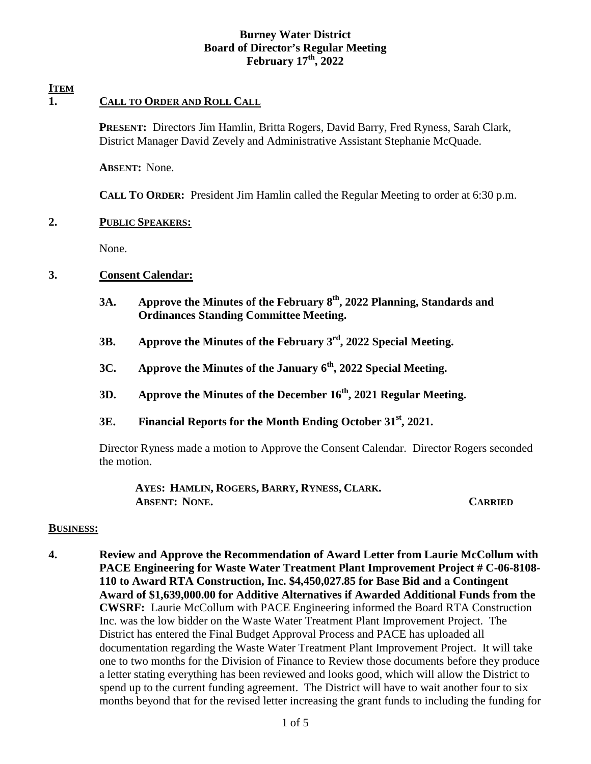# Burney Water District
## Board of Director's Regular Meeting
### February 17th, 2022

**ITEM**

**1. CALL TO ORDER AND ROLL CALL**

**PRESENT:** Directors Jim Hamlin, Britta Rogers, David Barry, Fred Ryness, Sarah Clark, District Manager David Zevely and Administrative Assistant Stephanie McQuade.

**ABSENT:** None.

**CALL TO ORDER:** President Jim Hamlin called the Regular Meeting to order at 6:30 p.m.

**2. PUBLIC SPEAKERS:**

None.

**3. Consent Calendar:**

**3A. Approve the Minutes of the February 8th, 2022 Planning, Standards and Ordinances Standing Committee Meeting.**

**3B. Approve the Minutes of the February 3rd, 2022 Special Meeting.**

**3C. Approve the Minutes of the January 6th, 2022 Special Meeting.**

**3D. Approve the Minutes of the December 16th, 2021 Regular Meeting.**

**3E. Financial Reports for the Month Ending October 31st, 2021.**

Director Ryness made a motion to Approve the Consent Calendar. Director Rogers seconded the motion.

**AYES: HAMLIN, ROGERS, BARRY, RYNESS, CLARK.**
**ABSENT: NONE.** **CARRIED**

**BUSINESS:**

**4. Review and Approve the Recommendation of Award Letter from Laurie McCollum with PACE Engineering for Waste Water Treatment Plant Improvement Project # C-06-8108-110 to Award RTA Construction, Inc. $4,450,027.85 for Base Bid and a Contingent Award of $1,639,000.00 for Additive Alternatives if Awarded Additional Funds from the CWSRF:** Laurie McCollum with PACE Engineering informed the Board RTA Construction Inc. was the low bidder on the Waste Water Treatment Plant Improvement Project. The District has entered the Final Budget Approval Process and PACE has uploaded all documentation regarding the Waste Water Treatment Plant Improvement Project. It will take one to two months for the Division of Finance to Review those documents before they produce a letter stating everything has been reviewed and looks good, which will allow the District to spend up to the current funding agreement. The District will have to wait another four to six months beyond that for the revised letter increasing the grant funds to including the funding for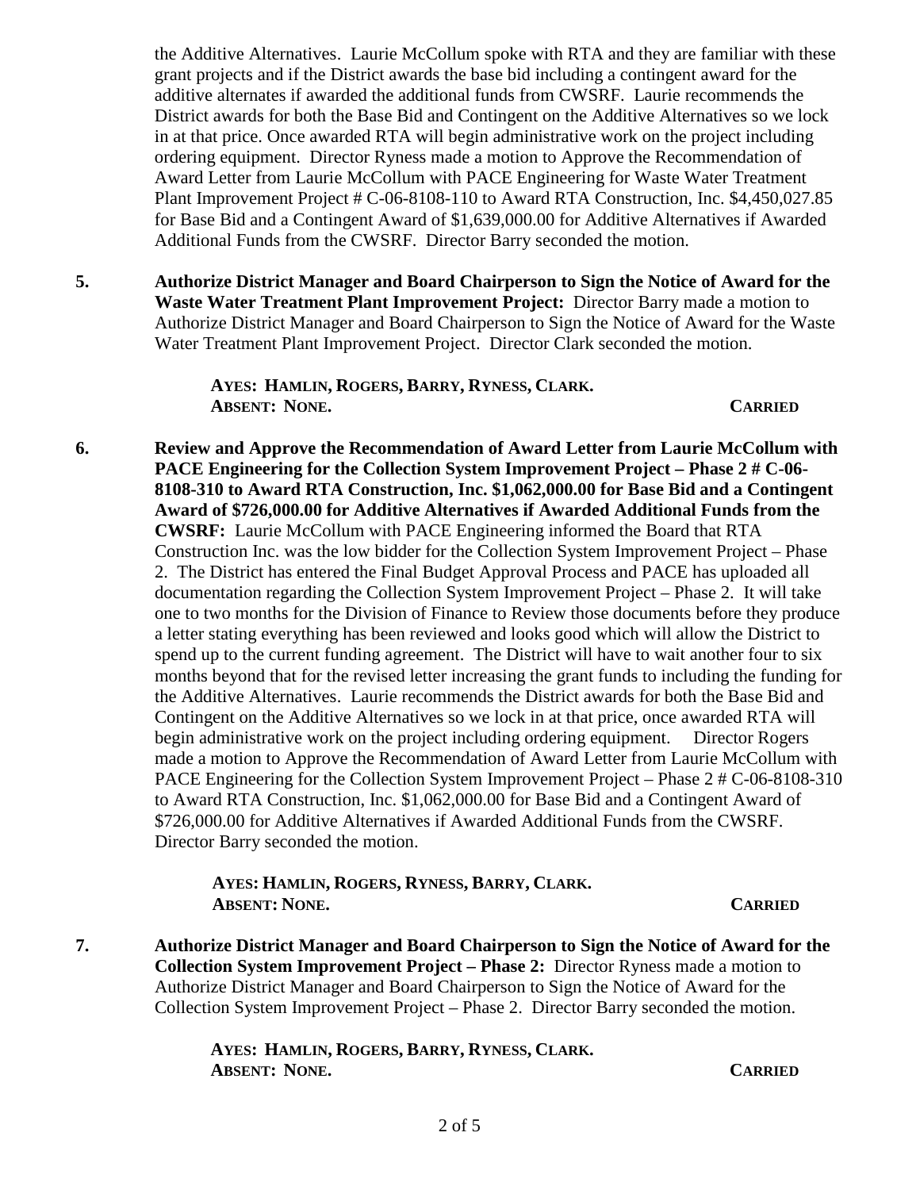the Additive Alternatives. Laurie McCollum spoke with RTA and they are familiar with these grant projects and if the District awards the base bid including a contingent award for the additive alternates if awarded the additional funds from CWSRF. Laurie recommends the District awards for both the Base Bid and Contingent on the Additive Alternatives so we lock in at that price. Once awarded RTA will begin administrative work on the project including ordering equipment. Director Ryness made a motion to Approve the Recommendation of Award Letter from Laurie McCollum with PACE Engineering for Waste Water Treatment Plant Improvement Project # C-06-8108-110 to Award RTA Construction, Inc. $4,450,027.85 for Base Bid and a Contingent Award of $1,639,000.00 for Additive Alternatives if Awarded Additional Funds from the CWSRF. Director Barry seconded the motion.

**5. Authorize District Manager and Board Chairperson to Sign the Notice of Award for the Waste Water Treatment Plant Improvement Project:** Director Barry made a motion to Authorize District Manager and Board Chairperson to Sign the Notice of Award for the Waste Water Treatment Plant Improvement Project. Director Clark seconded the motion.

**AYES: HAMLIN, ROGERS, BARRY, RYNESS, CLARK.**
**ABSENT: NONE.** **CARRIED**

**6. Review and Approve the Recommendation of Award Letter from Laurie McCollum with PACE Engineering for the Collection System Improvement Project – Phase 2 # C-06-8108-310 to Award RTA Construction, Inc. $1,062,000.00 for Base Bid and a Contingent Award of $726,000.00 for Additive Alternatives if Awarded Additional Funds from the CWSRF:** Laurie McCollum with PACE Engineering informed the Board that RTA Construction Inc. was the low bidder for the Collection System Improvement Project – Phase 2. The District has entered the Final Budget Approval Process and PACE has uploaded all documentation regarding the Collection System Improvement Project – Phase 2. It will take one to two months for the Division of Finance to Review those documents before they produce a letter stating everything has been reviewed and looks good which will allow the District to spend up to the current funding agreement. The District will have to wait another four to six months beyond that for the revised letter increasing the grant funds to including the funding for the Additive Alternatives. Laurie recommends the District awards for both the Base Bid and Contingent on the Additive Alternatives so we lock in at that price, once awarded RTA will begin administrative work on the project including ordering equipment. Director Rogers made a motion to Approve the Recommendation of Award Letter from Laurie McCollum with PACE Engineering for the Collection System Improvement Project – Phase 2 # C-06-8108-310 to Award RTA Construction, Inc. $1,062,000.00 for Base Bid and a Contingent Award of $726,000.00 for Additive Alternatives if Awarded Additional Funds from the CWSRF. Director Barry seconded the motion.

**AYES: HAMLIN, ROGERS, RYNESS, BARRY, CLARK.**
**ABSENT: NONE.** **CARRIED**

**7. Authorize District Manager and Board Chairperson to Sign the Notice of Award for the Collection System Improvement Project – Phase 2:** Director Ryness made a motion to Authorize District Manager and Board Chairperson to Sign the Notice of Award for the Collection System Improvement Project – Phase 2. Director Barry seconded the motion.

**AYES: HAMLIN, ROGERS, BARRY, RYNESS, CLARK.**
**ABSENT: NONE.** **CARRIED**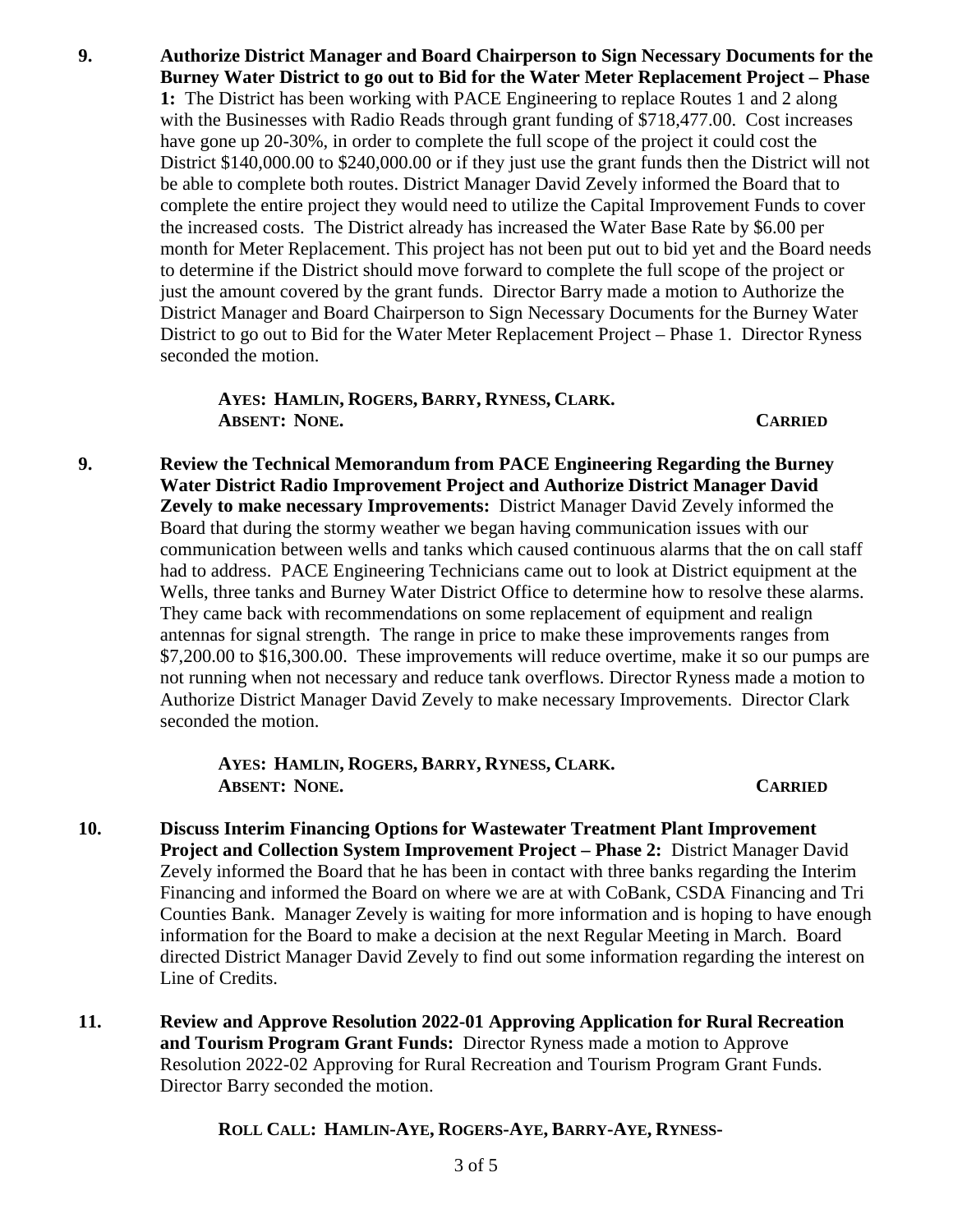**9. Authorize District Manager and Board Chairperson to Sign Necessary Documents for the Burney Water District to go out to Bid for the Water Meter Replacement Project – Phase 1:** The District has been working with PACE Engineering to replace Routes 1 and 2 along with the Businesses with Radio Reads through grant funding of $718,477.00. Cost increases have gone up 20-30%, in order to complete the full scope of the project it could cost the District $140,000.00 to $240,000.00 or if they just use the grant funds then the District will not be able to complete both routes. District Manager David Zevely informed the Board that to complete the entire project they would need to utilize the Capital Improvement Funds to cover the increased costs. The District already has increased the Water Base Rate by $6.00 per month for Meter Replacement. This project has not been put out to bid yet and the Board needs to determine if the District should move forward to complete the full scope of the project or just the amount covered by the grant funds. Director Barry made a motion to Authorize the District Manager and Board Chairperson to Sign Necessary Documents for the Burney Water District to go out to Bid for the Water Meter Replacement Project – Phase 1. Director Ryness seconded the motion.

**AYES: HAMLIN, ROGERS, BARRY, RYNESS, CLARK.**
**ABSENT: NONE.** **CARRIED**

**9. Review the Technical Memorandum from PACE Engineering Regarding the Burney Water District Radio Improvement Project and Authorize District Manager David Zevely to make necessary Improvements:** District Manager David Zevely informed the Board that during the stormy weather we began having communication issues with our communication between wells and tanks which caused continuous alarms that the on call staff had to address. PACE Engineering Technicians came out to look at District equipment at the Wells, three tanks and Burney Water District Office to determine how to resolve these alarms. They came back with recommendations on some replacement of equipment and realign antennas for signal strength. The range in price to make these improvements ranges from $7,200.00 to $16,300.00. These improvements will reduce overtime, make it so our pumps are not running when not necessary and reduce tank overflows. Director Ryness made a motion to Authorize District Manager David Zevely to make necessary Improvements. Director Clark seconded the motion.

**AYES: HAMLIN, ROGERS, BARRY, RYNESS, CLARK.**
**ABSENT: NONE.** **CARRIED**

**10. Discuss Interim Financing Options for Wastewater Treatment Plant Improvement Project and Collection System Improvement Project – Phase 2:** District Manager David Zevely informed the Board that he has been in contact with three banks regarding the Interim Financing and informed the Board on where we are at with CoBank, CSDA Financing and Tri Counties Bank. Manager Zevely is waiting for more information and is hoping to have enough information for the Board to make a decision at the next Regular Meeting in March. Board directed District Manager David Zevely to find out some information regarding the interest on Line of Credits.

**11. Review and Approve Resolution 2022-01 Approving Application for Rural Recreation and Tourism Program Grant Funds:** Director Ryness made a motion to Approve Resolution 2022-02 Approving for Rural Recreation and Tourism Program Grant Funds. Director Barry seconded the motion.

**ROLL CALL: HAMLIN-AYE, ROGERS-AYE, BARRY-AYE, RYNESS-**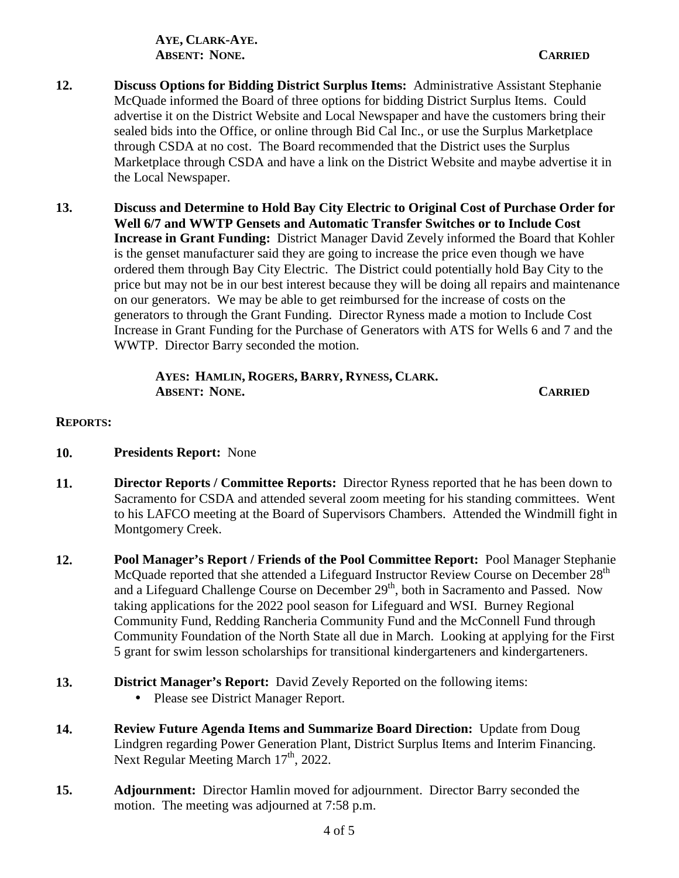**AYE, CLARK-AYE.**
**ABSENT: NONE.** **CARRIED**

**12.** **Discuss Options for Bidding District Surplus Items:** Administrative Assistant Stephanie McQuade informed the Board of three options for bidding District Surplus Items. Could advertise it on the District Website and Local Newspaper and have the customers bring their sealed bids into the Office, or online through Bid Cal Inc., or use the Surplus Marketplace through CSDA at no cost. The Board recommended that the District uses the Surplus Marketplace through CSDA and have a link on the District Website and maybe advertise it in the Local Newspaper.

**13.** **Discuss and Determine to Hold Bay City Electric to Original Cost of Purchase Order for Well 6/7 and WWTP Gensets and Automatic Transfer Switches or to Include Cost Increase in Grant Funding:** District Manager David Zevely informed the Board that Kohler is the genset manufacturer said they are going to increase the price even though we have ordered them through Bay City Electric. The District could potentially hold Bay City to the price but may not be in our best interest because they will be doing all repairs and maintenance on our generators. We may be able to get reimbursed for the increase of costs on the generators to through the Grant Funding. Director Ryness made a motion to Include Cost Increase in Grant Funding for the Purchase of Generators with ATS for Wells 6 and 7 and the WWTP. Director Barry seconded the motion.

**AYES: HAMLIN, ROGERS, BARRY, RYNESS, CLARK.**
**ABSENT: NONE.** **CARRIED**

**REPORTS:**

**10.** **Presidents Report:** None

**11.** **Director Reports / Committee Reports:** Director Ryness reported that he has been down to Sacramento for CSDA and attended several zoom meeting for his standing committees. Went to his LAFCO meeting at the Board of Supervisors Chambers. Attended the Windmill fight in Montgomery Creek.

**12.** **Pool Manager's Report / Friends of the Pool Committee Report:** Pool Manager Stephanie McQuade reported that she attended a Lifeguard Instructor Review Course on December 28th and a Lifeguard Challenge Course on December 29th, both in Sacramento and Passed. Now taking applications for the 2022 pool season for Lifeguard and WSI. Burney Regional Community Fund, Redding Rancheria Community Fund and the McConnell Fund through Community Foundation of the North State all due in March. Looking at applying for the First 5 grant for swim lesson scholarships for transitional kindergarteners and kindergarteners.

**13.** **District Manager's Report:** David Zevely Reported on the following items:

- Please see District Manager Report.

**14.** **Review Future Agenda Items and Summarize Board Direction:** Update from Doug Lindgren regarding Power Generation Plant, District Surplus Items and Interim Financing. Next Regular Meeting March 17th, 2022.

**15.** **Adjournment:** Director Hamlin moved for adjournment. Director Barry seconded the motion. The meeting was adjourned at 7:58 p.m.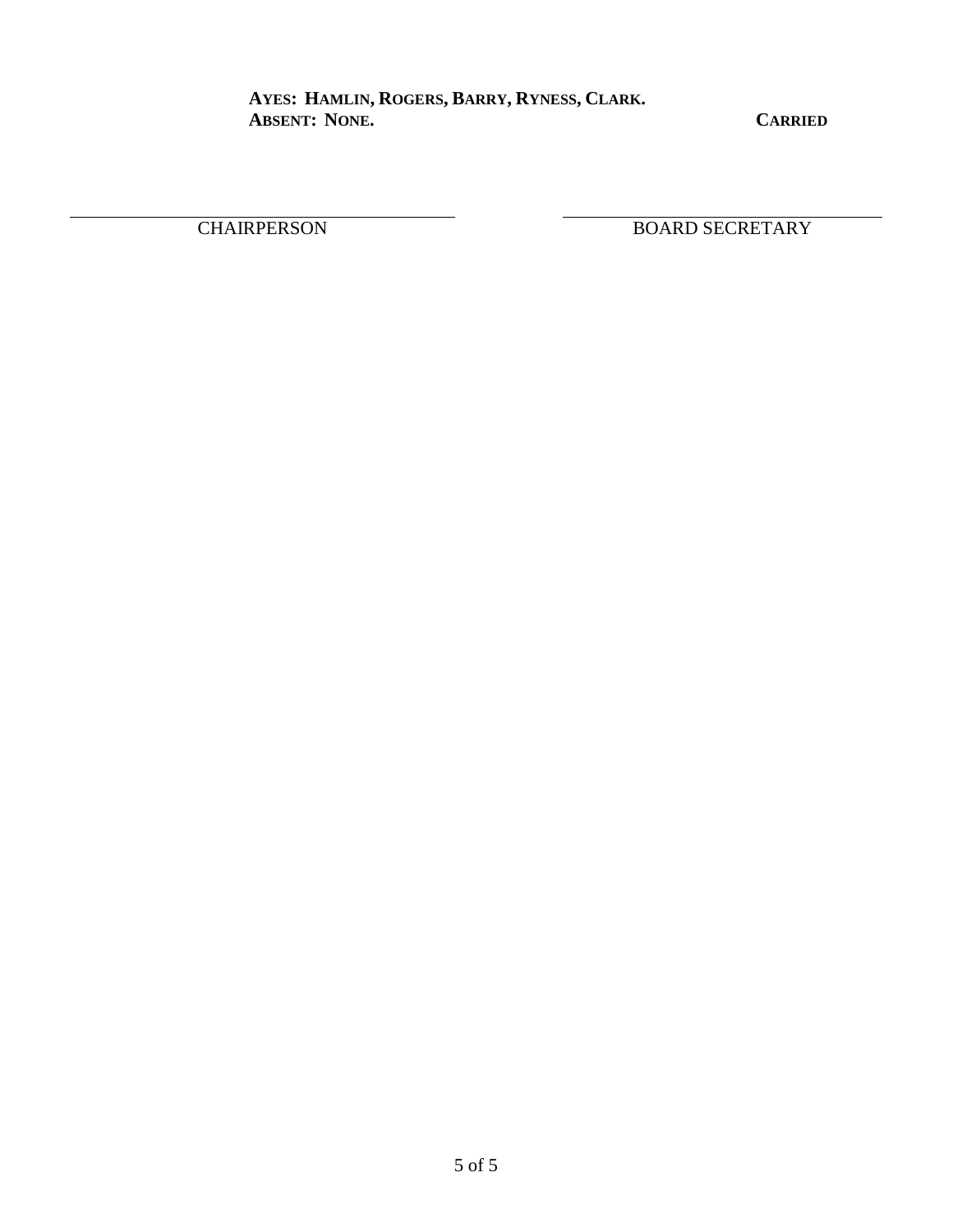**AYES: HAMLIN, ROGERS, BARRY, RYNESS, CLARK.**
**ABSENT: NONE.** **CARRIED**

\_\_\_\_\_\_\_\_\_\_\_\_\_\_\_\_\_\_\_\_\_\_\_\_\_\_\_\_\_\_\_\_\_\_\_\_
CHAIRPERSON

\_\_\_\_\_\_\_\_\_\_\_\_\_\_\_\_\_\_\_\_\_\_\_\_\_\_\_\_\_\_\_\_\_\_\_\_
BOARD SECRETARY